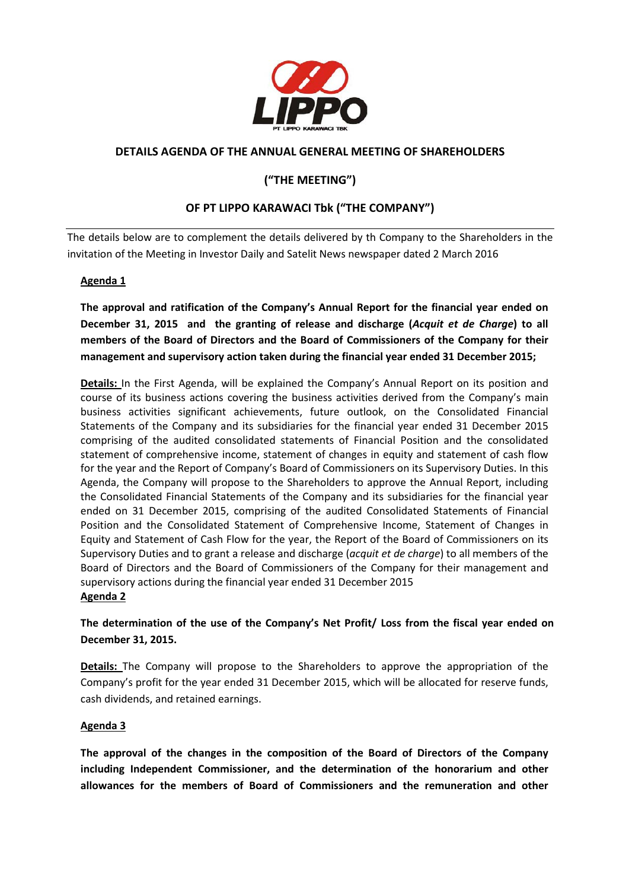## DETAILS AGENDA OF THE ANNUAL GENERAL MEETING OF SHAREHOLDERS

## ("THE MEETING")

## OF PT LIPPO KARAWACI Tbk ("THE COMPANY")

The details below are to complement the details delivered by th Company to the Shareholders in the invitation of the Meeting in Investor Daily and Satelit News newspaper dated 2 March 2016

**Agenda 1**

**The approval and ratification of the Company's Annual Report for the financial year ended on December 31, 2015 and the granting of release and discharge (*Acquit et de Charge*) to all members of the Board of Directors and the Board of Commissioners of the Company for their management and supervisory action taken during the financial year ended 31 December 2015;**

**Details:** In the First Agenda, will be explained the Company's Annual Report on its position and course of its business actions covering the business activities derived from the Company's main business activities significant achievements, future outlook, on the Consolidated Financial Statements of the Company and its subsidiaries for the financial year ended 31 December 2015 comprising of the audited consolidated statements of Financial Position and the consolidated statement of comprehensive income, statement of changes in equity and statement of cash flow for the year and the Report of Company's Board of Commissioners on its Supervisory Duties. In this Agenda, the Company will propose to the Shareholders to approve the Annual Report, including the Consolidated Financial Statements of the Company and its subsidiaries for the financial year ended on 31 December 2015, comprising of the audited Consolidated Statements of Financial Position and the Consolidated Statement of Comprehensive Income, Statement of Changes in Equity and Statement of Cash Flow for the year, the Report of the Board of Commissioners on its Supervisory Duties and to grant a release and discharge (*acquit et de charge*) to all members of the Board of Directors and the Board of Commissioners of the Company for their management and supervisory actions during the financial year ended 31 December 2015

**Agenda 2**

**The determination of the use of the Company's Net Profit/ Loss from the fiscal year ended on December 31, 2015.**

**Details:** The Company will propose to the Shareholders to approve the appropriation of the Company's profit for the year ended 31 December 2015, which will be allocated for reserve funds, cash dividends, and retained earnings.

**Agenda 3**

**The approval of the changes in the composition of the Board of Directors of the Company including Independent Commissioner, and the determination of the honorarium and other allowances for the members of Board of Commissioners and the remuneration and other**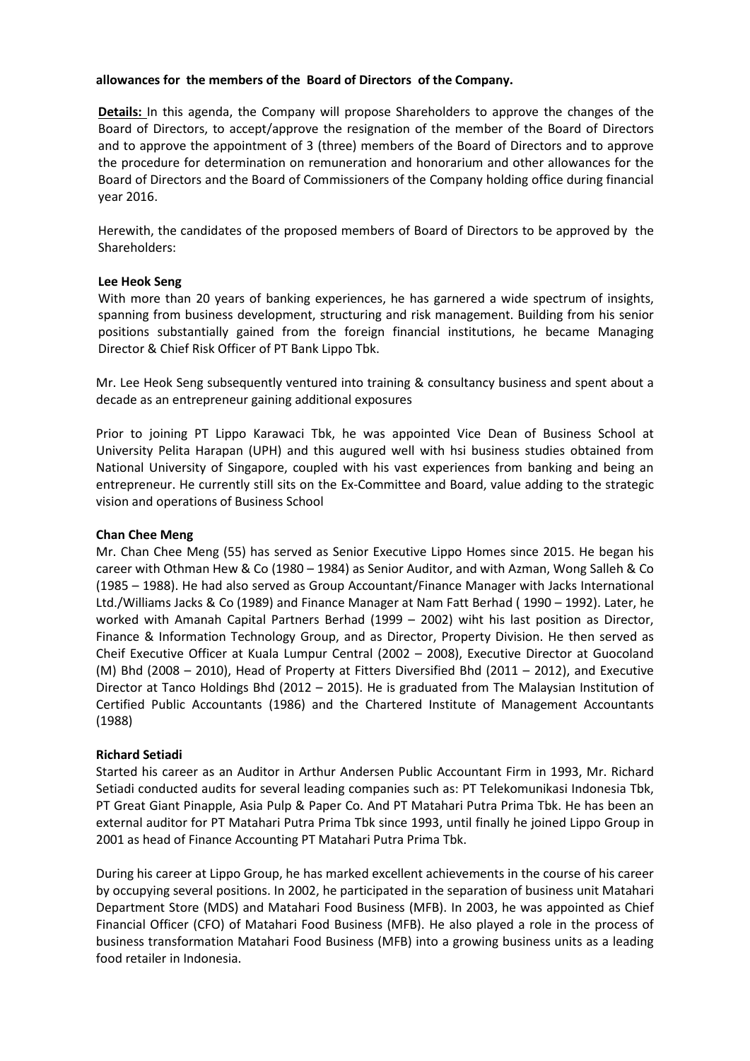**allowances for the members of the Board of Directors of the Company.**

**Details:** In this agenda, the Company will propose Shareholders to approve the changes of the Board of Directors, to accept/approve the resignation of the member of the Board of Directors and to approve the appointment of 3 (three) members of the Board of Directors and to approve the procedure for determination on remuneration and honorarium and other allowances for the Board of Directors and the Board of Commissioners of the Company holding office during financial year 2016.

Herewith, the candidates of the proposed members of Board of Directors to be approved by the Shareholders:

**Lee Heok Seng**

With more than 20 years of banking experiences, he has garnered a wide spectrum of insights, spanning from business development, structuring and risk management. Building from his senior positions substantially gained from the foreign financial institutions, he became Managing Director & Chief Risk Officer of PT Bank Lippo Tbk.

Mr. Lee Heok Seng subsequently ventured into training & consultancy business and spent about a decade as an entrepreneur gaining additional exposures

Prior to joining PT Lippo Karawaci Tbk, he was appointed Vice Dean of Business School at University Pelita Harapan (UPH) and this augured well with hsi business studies obtained from National University of Singapore, coupled with his vast experiences from banking and being an entrepreneur. He currently still sits on the Ex-Committee and Board, value adding to the strategic vision and operations of Business School

**Chan Chee Meng**

Mr. Chan Chee Meng (55) has served as Senior Executive Lippo Homes since 2015. He began his career with Othman Hew & Co (1980 – 1984) as Senior Auditor, and with Azman, Wong Salleh & Co (1985 – 1988). He had also served as Group Accountant/Finance Manager with Jacks International Ltd./Williams Jacks & Co (1989) and Finance Manager at Nam Fatt Berhad ( 1990 – 1992). Later, he worked with Amanah Capital Partners Berhad (1999 – 2002) wiht his last position as Director, Finance & Information Technology Group, and as Director, Property Division. He then served as Cheif Executive Officer at Kuala Lumpur Central (2002 – 2008), Executive Director at Guocoland (M) Bhd (2008 – 2010), Head of Property at Fitters Diversified Bhd (2011 – 2012), and Executive Director at Tanco Holdings Bhd (2012 – 2015). He is graduated from The Malaysian Institution of Certified Public Accountants (1986) and the Chartered Institute of Management Accountants (1988)

**Richard Setiadi**

Started his career as an Auditor in Arthur Andersen Public Accountant Firm in 1993, Mr. Richard Setiadi conducted audits for several leading companies such as: PT Telekomunikasi Indonesia Tbk, PT Great Giant Pinapple, Asia Pulp & Paper Co. And PT Matahari Putra Prima Tbk. He has been an external auditor for PT Matahari Putra Prima Tbk since 1993, until finally he joined Lippo Group in 2001 as head of Finance Accounting PT Matahari Putra Prima Tbk.

During his career at Lippo Group, he has marked excellent achievements in the course of his career by occupying several positions. In 2002, he participated in the separation of business unit Matahari Department Store (MDS) and Matahari Food Business (MFB). In 2003, he was appointed as Chief Financial Officer (CFO) of Matahari Food Business (MFB). He also played a role in the process of business transformation Matahari Food Business (MFB) into a growing business units as a leading food retailer in Indonesia.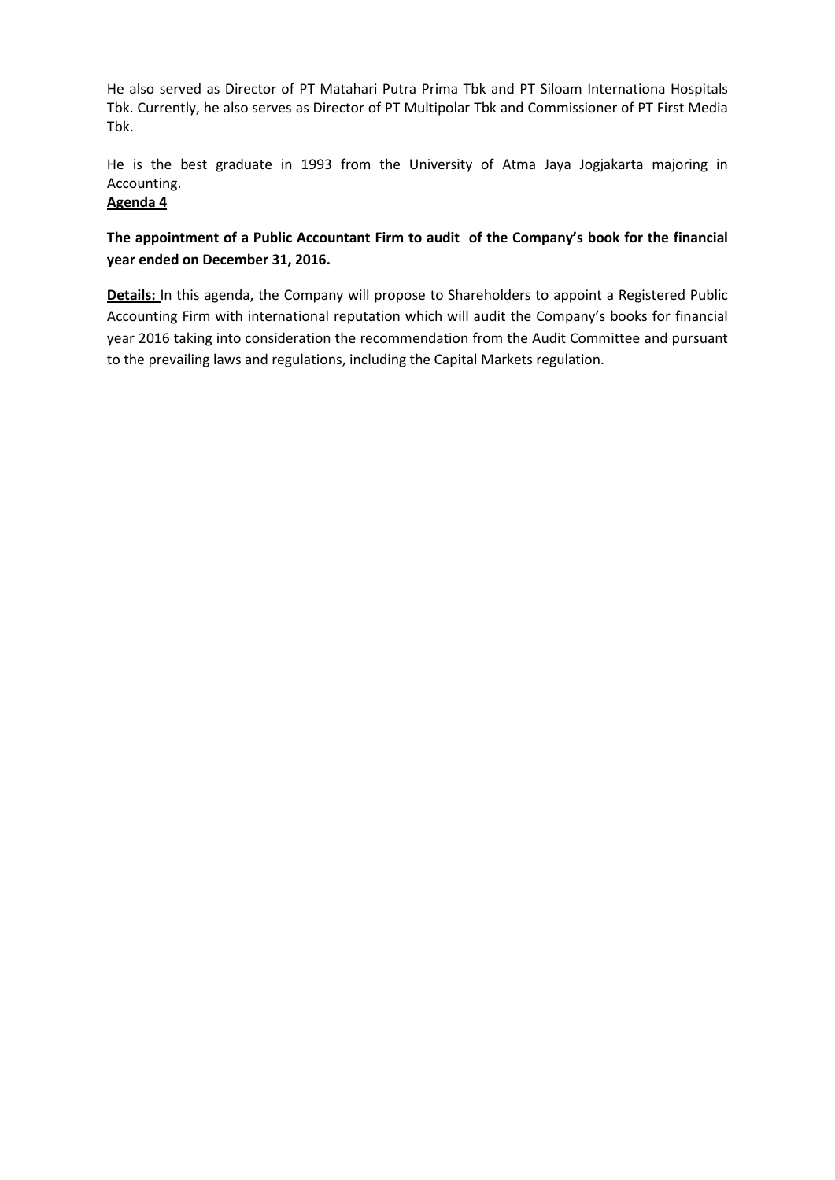He also served as Director of PT Matahari Putra Prima Tbk and PT Siloam Internationa Hospitals Tbk. Currently, he also serves as Director of PT Multipolar Tbk and Commissioner of PT First Media Tbk.

He is the best graduate in 1993 from the University of Atma Jaya Jogjakarta majoring in Accounting.

**Agenda 4**

**The appointment of a Public Accountant Firm to audit of the Company's book for the financial year ended on December 31, 2016.**

**Details:** In this agenda, the Company will propose to Shareholders to appoint a Registered Public Accounting Firm with international reputation which will audit the Company's books for financial year 2016 taking into consideration the recommendation from the Audit Committee and pursuant to the prevailing laws and regulations, including the Capital Markets regulation.